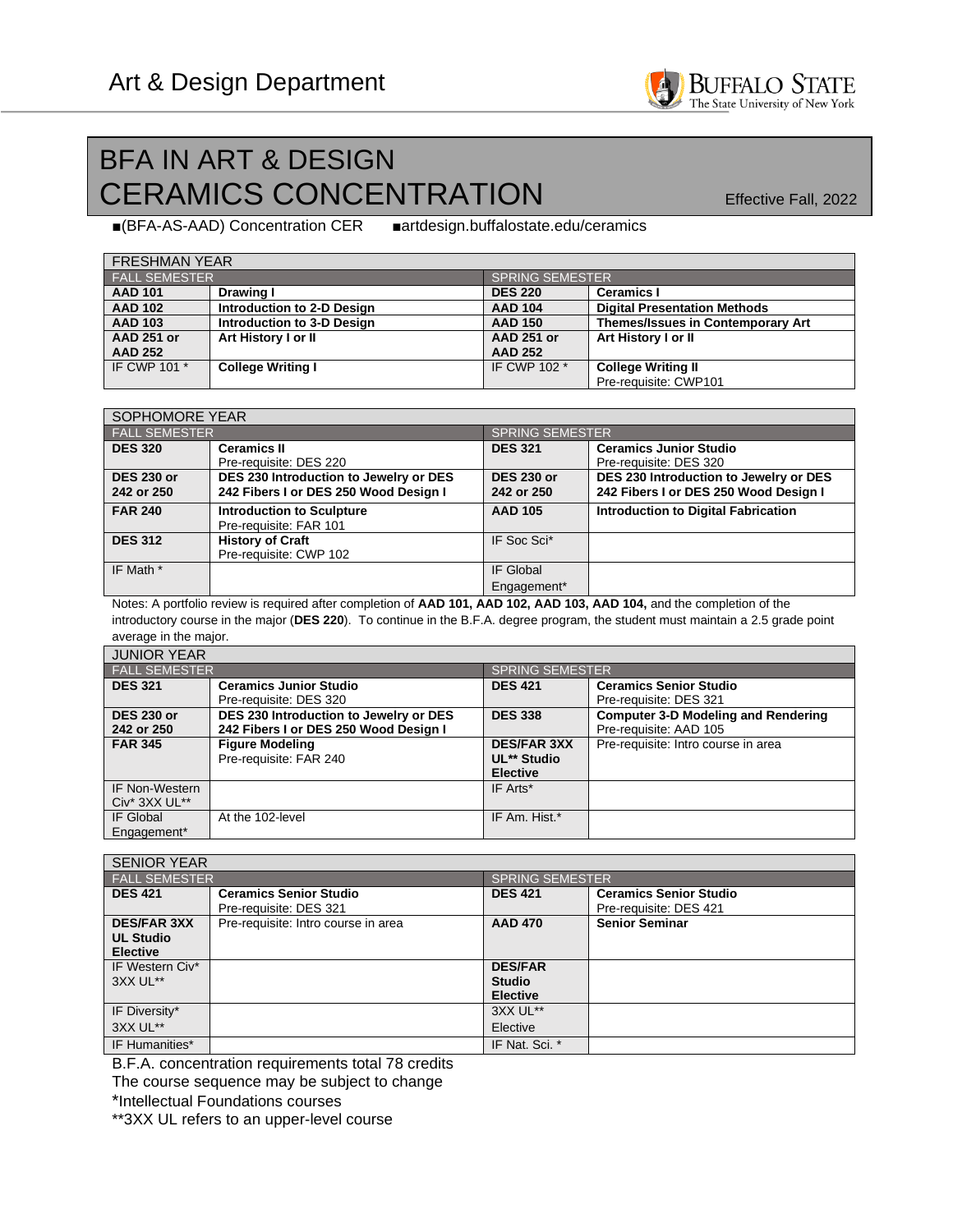# Art & Design Department

## BFA IN ART & DESIGN
## CERAMICS CONCENTRATION

Effective Fall, 2022

■(BFA-AS-AAD) Concentration CER ■artdesign.buffalostate.edu/ceramics

| FRESHMAN YEAR | | | |
|---|---|---|---|
| **FALL SEMESTER** | | **SPRING SEMESTER** | |
| **AAD 101** | **Drawing I** | **DES 220** | **Ceramics I** |
| **AAD 102** | **Introduction to 2-D Design** | **AAD 104** | **Digital Presentation Methods** |
| **AAD 103** | **Introduction to 3-D Design** | **AAD 150** | **Themes/Issues in Contemporary Art** |
| **AAD 251 or AAD 252** | **Art History I or II** | **AAD 251 or AAD 252** | **Art History I or II** |
| IF CWP 101 * | **College Writing I** | IF CWP 102 * | **College Writing II** Pre-requisite: CWP101 |

| SOPHOMORE YEAR | | | |
|---|---|---|---|
| **FALL SEMESTER** | | **SPRING SEMESTER** | |
| **DES 320** | **Ceramics II** Pre-requisite: DES 220 | **DES 321** | **Ceramics Junior Studio** Pre-requisite: DES 320 |
| **DES 230 or 242 or 250** | **DES 230 Introduction to Jewelry or DES 242 Fibers I or DES 250 Wood Design I** | **DES 230 or 242 or 250** | **DES 230 Introduction to Jewelry or DES 242 Fibers I or DES 250 Wood Design I** |
| **FAR 240** | **Introduction to Sculpture** Pre-requisite: FAR 101 | **AAD 105** | **Introduction to Digital Fabrication** |
| **DES 312** | **History of Craft** Pre-requisite: CWP 102 | IF Soc Sci* | |
| IF Math * | | IF Global Engagement* | |

Notes: A portfolio review is required after completion of **AAD 101, AAD 102, AAD 103, AAD 104,** and the completion of the introductory course in the major (**DES 220**). To continue in the B.F.A. degree program, the student must maintain a 2.5 grade point average in the major.

| JUNIOR YEAR | | | |
|---|---|---|---|
| **FALL SEMESTER** | | **SPRING SEMESTER** | |
| **DES 321** | **Ceramics Junior Studio** Pre-requisite: DES 320 | **DES 421** | **Ceramics Senior Studio** Pre-requisite: DES 321 |
| **DES 230 or 242 or 250** | **DES 230 Introduction to Jewelry or DES 242 Fibers I or DES 250 Wood Design I** | **DES 338** | **Computer 3-D Modeling and Rendering** Pre-requisite: AAD 105 |
| **FAR 345** | **Figure Modeling** Pre-requisite: FAR 240 | **DES/FAR 3XX UL** Studio Elective** | Pre-requisite: Intro course in area |
| IF Non-Western Civ* 3XX UL** | | IF Arts* | |
| IF Global Engagement* | At the 102-level | IF Am. Hist.* | |

| SENIOR YEAR | | | |
|---|---|---|---|
| **FALL SEMESTER** | | **SPRING SEMESTER** | |
| **DES 421** | **Ceramics Senior Studio** Pre-requisite: DES 321 | **DES 421** | **Ceramics Senior Studio** Pre-requisite: DES 421 |
| **DES/FAR 3XX UL Studio Elective** | Pre-requisite: Intro course in area | **AAD 470** | **Senior Seminar** |
| IF Western Civ* 3XX UL** | | **DES/FAR Studio Elective** | |
| IF Diversity* 3XX UL** | | 3XX UL** Elective | |
| IF Humanities* | | IF Nat. Sci. * | |

B.F.A. concentration requirements total 78 credits

The course sequence may be subject to change

*Intellectual Foundations courses

**3XX UL refers to an upper-level course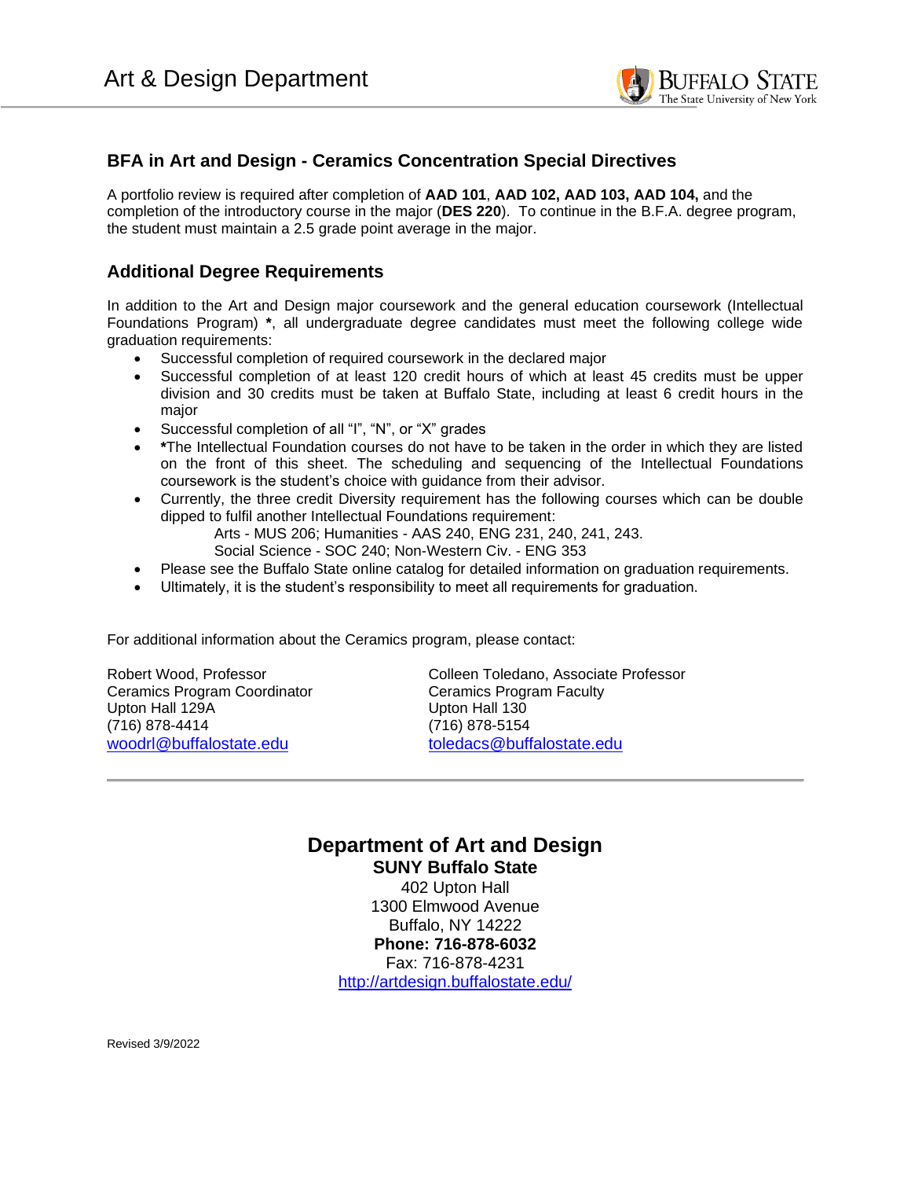## BFA in Art and Design - Ceramics Concentration Special Directives

A portfolio review is required after completion of **AAD 101**, **AAD 102, AAD 103, AAD 104,** and the completion of the introductory course in the major (**DES 220**). To continue in the B.F.A. degree program, the student must maintain a 2.5 grade point average in the major.

## Additional Degree Requirements

In addition to the Art and Design major coursework and the general education coursework (Intellectual Foundations Program) **\***, all undergraduate degree candidates must meet the following college wide graduation requirements:

- Successful completion of required coursework in the declared major
- Successful completion of at least 120 credit hours of which at least 45 credits must be upper division and 30 credits must be taken at Buffalo State, including at least 6 credit hours in the major
- Successful completion of all "I", "N", or "X" grades
- **\***The Intellectual Foundation courses do not have to be taken in the order in which they are listed on the front of this sheet. The scheduling and sequencing of the Intellectual Foundations coursework is the student's choice with guidance from their advisor.
- Currently, the three credit Diversity requirement has the following courses which can be double dipped to fulfil another Intellectual Foundations requirement:
  Arts - MUS 206; Humanities - AAS 240, ENG 231, 240, 241, 243.
  Social Science - SOC 240; Non-Western Civ. - ENG 353
- Please see the Buffalo State online catalog for detailed information on graduation requirements.
- Ultimately, it is the student's responsibility to meet all requirements for graduation.

For additional information about the Ceramics program, please contact:

Robert Wood, Professor
Ceramics Program Coordinator
Upton Hall 129A
(716) 878-4414
woodrl@buffalostate.edu

Colleen Toledano, Associate Professor
Ceramics Program Faculty
Upton Hall 130
(716) 878-5154
toledacs@buffalostate.edu

---

**Department of Art and Design**
**SUNY Buffalo State**
402 Upton Hall
1300 Elmwood Avenue
Buffalo, NY 14222
**Phone: 716-878-6032**
Fax: 716-878-4231
http://artdesign.buffalostate.edu/

Revised 3/9/2022